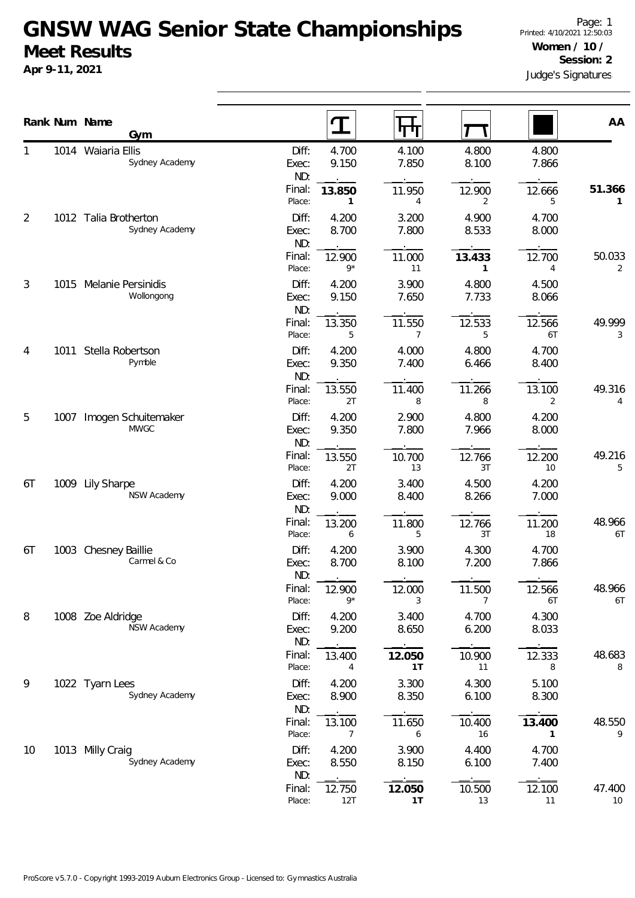# GNSW WAG Senior State Championships

## Meet Results

**Apr 9-11, 2021**

Page: 1
Printed: 4/10/2021 12:50:03

**Women / 10 /**
**Session: 2**

Judge's Signatures

| Rank | Num | Name / Gym | | Vault | Bars | Beam | Floor | AA |
|---|---|---|---|---|---|---|---|---|
| 1 | 1014 | Waiaria Ellis | Diff: | 4.700 | 4.100 | 4.800 | 4.800 | |
| | | Sydney Academy | Exec: | 9.150 | 7.850 | 8.100 | 7.866 | |
| | | | ND: | . | . | . | . | |
| | | | Final: | **13.850** | 11.950 | 12.900 | 12.666 | **51.366** |
| | | | Place: | **1** | 4 | 2 | 5 | **1** |
| 2 | 1012 | Talia Brotherton | Diff: | 4.200 | 3.200 | 4.900 | 4.700 | |
| | | Sydney Academy | Exec: | 8.700 | 7.800 | 8.533 | 8.000 | |
| | | | ND: | . | . | . | . | |
| | | | Final: | 12.900 | 11.000 | **13.433** | 12.700 | 50.033 |
| | | | Place: | 9* | 11 | **1** | 4 | 2 |
| 3 | 1015 | Melanie Persinidis | Diff: | 4.200 | 3.900 | 4.800 | 4.500 | |
| | | Wollongong | Exec: | 9.150 | 7.650 | 7.733 | 8.066 | |
| | | | ND: | . | . | . | . | |
| | | | Final: | 13.350 | 11.550 | 12.533 | 12.566 | 49.999 |
| | | | Place: | 5 | 7 | 5 | 6T | 3 |
| 4 | 1011 | Stella Robertson | Diff: | 4.200 | 4.000 | 4.800 | 4.700 | |
| | | Pymble | Exec: | 9.350 | 7.400 | 6.466 | 8.400 | |
| | | | ND: | . | . | . | . | |
| | | | Final: | 13.550 | 11.400 | 11.266 | 13.100 | 49.316 |
| | | | Place: | 2T | 8 | 8 | 2 | 4 |
| 5 | 1007 | Imogen Schuitemaker | Diff: | 4.200 | 2.900 | 4.800 | 4.200 | |
| | | MWGC | Exec: | 9.350 | 7.800 | 7.966 | 8.000 | |
| | | | ND: | . | . | . | . | |
| | | | Final: | 13.550 | 10.700 | 12.766 | 12.200 | 49.216 |
| | | | Place: | 2T | 13 | 3T | 10 | 5 |
| 6T | 1009 | Lily Sharpe | Diff: | 4.200 | 3.400 | 4.500 | 4.200 | |
| | | NSW Academy | Exec: | 9.000 | 8.400 | 8.266 | 7.000 | |
| | | | ND: | . | . | . | . | |
| | | | Final: | 13.200 | 11.800 | 12.766 | 11.200 | 48.966 |
| | | | Place: | 6 | 5 | 3T | 18 | 6T |
| 6T | 1003 | Chesney Baillie | Diff: | 4.200 | 3.900 | 4.300 | 4.700 | |
| | | Carmel & Co | Exec: | 8.700 | 8.100 | 7.200 | 7.866 | |
| | | | ND: | . | . | . | . | |
| | | | Final: | 12.900 | 12.000 | 11.500 | 12.566 | 48.966 |
| | | | Place: | 9* | 3 | 7 | 6T | 6T |
| 8 | 1008 | Zoe Aldridge | Diff: | 4.200 | 3.400 | 4.700 | 4.300 | |
| | | NSW Academy | Exec: | 9.200 | 8.650 | 6.200 | 8.033 | |
| | | | ND: | . | . | . | . | |
| | | | Final: | 13.400 | **12.050** | 10.900 | 12.333 | 48.683 |
| | | | Place: | 4 | **1T** | 11 | 8 | 8 |
| 9 | 1022 | Tyarn Lees | Diff: | 4.200 | 3.300 | 4.300 | 5.100 | |
| | | Sydney Academy | Exec: | 8.900 | 8.350 | 6.100 | 8.300 | |
| | | | ND: | . | . | . | . | |
| | | | Final: | 13.100 | 11.650 | 10.400 | **13.400** | 48.550 |
| | | | Place: | 7 | 6 | 16 | **1** | 9 |
| 10 | 1013 | Milly Craig | Diff: | 4.200 | 3.900 | 4.400 | 4.700 | |
| | | Sydney Academy | Exec: | 8.550 | 8.150 | 6.100 | 7.400 | |
| | | | ND: | . | . | . | . | |
| | | | Final: | 12.750 | **12.050** | 10.500 | 12.100 | 47.400 |
| | | | Place: | 12T | **1T** | 13 | 11 | 10 |

ProScore v5.7.0 - Copyright 1993-2019 Auburn Electronics Group - Licensed to: Gymnastics Australia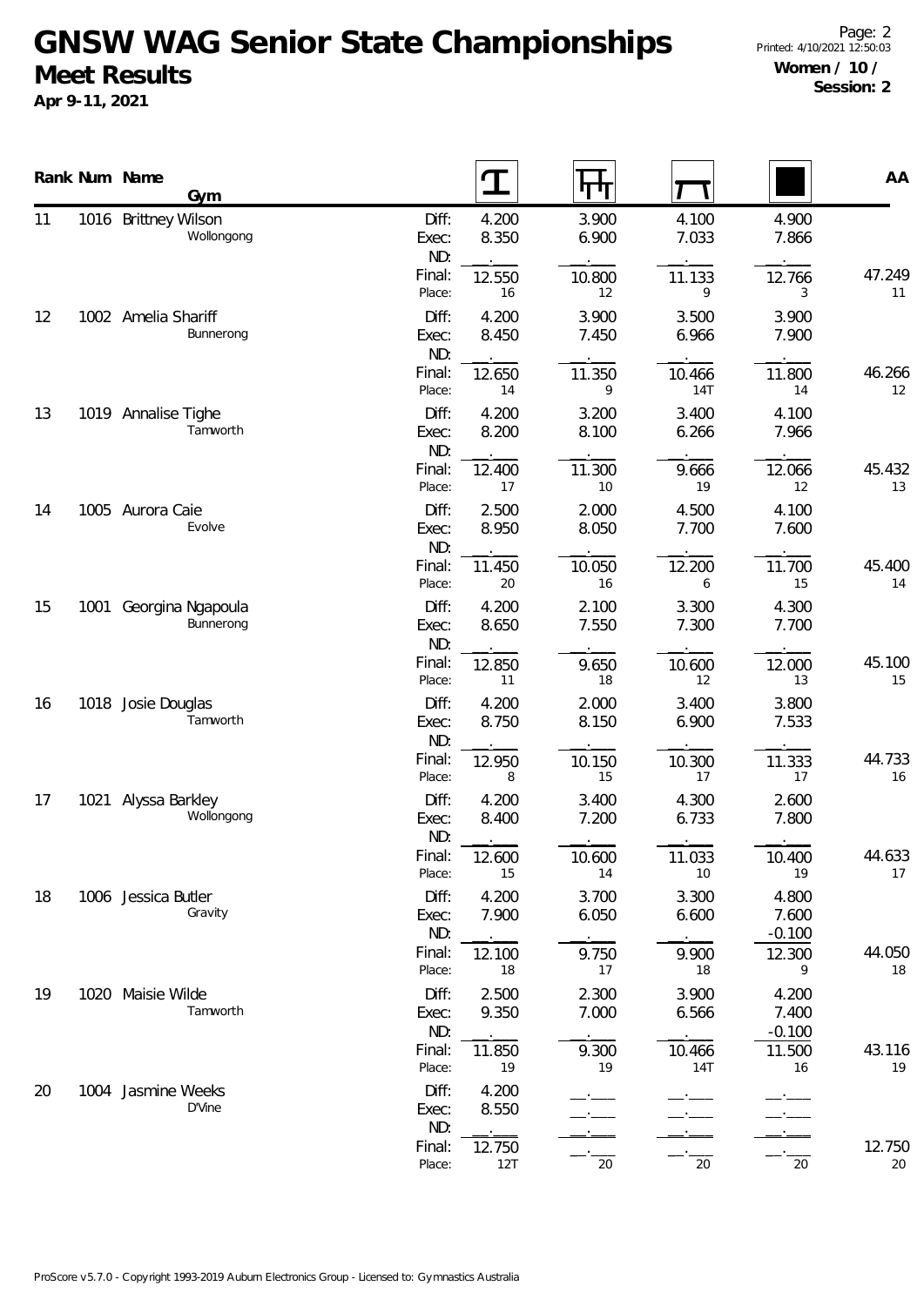# GNSW WAG Senior State Championships

## Meet Results

**Apr 9-11, 2021**

**Women / 10 / Session: 2**

| Rank | Num | Name / Gym | | Vault | Bars | Beam | Floor | AA |
|---|---|---|---|---|---|---|---|---|
| 11 | 1016 | Brittney Wilson | Diff: | 4.200 | 3.900 | 4.100 | 4.900 | |
| | | Wollongong | Exec: | 8.350 | 6.900 | 7.033 | 7.866 | |
| | | | ND: | . | . | . | . | |
| | | | Final: | 12.550 | 10.800 | 11.133 | 12.766 | 47.249 |
| | | | Place: | 16 | 12 | 9 | 3 | 11 |
| 12 | 1002 | Amelia Shariff | Diff: | 4.200 | 3.900 | 3.500 | 3.900 | |
| | | Bunnerong | Exec: | 8.450 | 7.450 | 6.966 | 7.900 | |
| | | | ND: | . | . | . | . | |
| | | | Final: | 12.650 | 11.350 | 10.466 | 11.800 | 46.266 |
| | | | Place: | 14 | 9 | 14T | 14 | 12 |
| 13 | 1019 | Annalise Tighe | Diff: | 4.200 | 3.200 | 3.400 | 4.100 | |
| | | Tamworth | Exec: | 8.200 | 8.100 | 6.266 | 7.966 | |
| | | | ND: | . | . | . | . | |
| | | | Final: | 12.400 | 11.300 | 9.666 | 12.066 | 45.432 |
| | | | Place: | 17 | 10 | 19 | 12 | 13 |
| 14 | 1005 | Aurora Caie | Diff: | 2.500 | 2.000 | 4.500 | 4.100 | |
| | | Evolve | Exec: | 8.950 | 8.050 | 7.700 | 7.600 | |
| | | | ND: | . | . | . | . | |
| | | | Final: | 11.450 | 10.050 | 12.200 | 11.700 | 45.400 |
| | | | Place: | 20 | 16 | 6 | 15 | 14 |
| 15 | 1001 | Georgina Ngapoula | Diff: | 4.200 | 2.100 | 3.300 | 4.300 | |
| | | Bunnerong | Exec: | 8.650 | 7.550 | 7.300 | 7.700 | |
| | | | ND: | . | . | . | . | |
| | | | Final: | 12.850 | 9.650 | 10.600 | 12.000 | 45.100 |
| | | | Place: | 11 | 18 | 12 | 13 | 15 |
| 16 | 1018 | Josie Douglas | Diff: | 4.200 | 2.000 | 3.400 | 3.800 | |
| | | Tamworth | Exec: | 8.750 | 8.150 | 6.900 | 7.533 | |
| | | | ND: | . | . | . | . | |
| | | | Final: | 12.950 | 10.150 | 10.300 | 11.333 | 44.733 |
| | | | Place: | 8 | 15 | 17 | 17 | 16 |
| 17 | 1021 | Alyssa Barkley | Diff: | 4.200 | 3.400 | 4.300 | 2.600 | |
| | | Wollongong | Exec: | 8.400 | 7.200 | 6.733 | 7.800 | |
| | | | ND: | . | . | . | . | |
| | | | Final: | 12.600 | 10.600 | 11.033 | 10.400 | 44.633 |
| | | | Place: | 15 | 14 | 10 | 19 | 17 |
| 18 | 1006 | Jessica Butler | Diff: | 4.200 | 3.700 | 3.300 | 4.800 | |
| | | Gravity | Exec: | 7.900 | 6.050 | 6.600 | 7.600 | |
| | | | ND: | . | . | . | -0.100 | |
| | | | Final: | 12.100 | 9.750 | 9.900 | 12.300 | 44.050 |
| | | | Place: | 18 | 17 | 18 | 9 | 18 |
| 19 | 1020 | Maisie Wilde | Diff: | 2.500 | 2.300 | 3.900 | 4.200 | |
| | | Tamworth | Exec: | 9.350 | 7.000 | 6.566 | 7.400 | |
| | | | ND: | . | . | . | -0.100 | |
| | | | Final: | 11.850 | 9.300 | 10.466 | 11.500 | 43.116 |
| | | | Place: | 19 | 19 | 14T | 16 | 19 |
| 20 | 1004 | Jasmine Weeks | Diff: | 4.200 | . | . | . | |
| | | D'Vine | Exec: | 8.550 | . | . | . | |
| | | | ND: | . | . | . | . | |
| | | | Final: | 12.750 | . | . | . | 12.750 |
| | | | Place: | 12T | 20 | 20 | 20 | 20 |

ProScore v5.7.0 - Copyright 1993-2019 Auburn Electronics Group - Licensed to: Gymnastics Australia